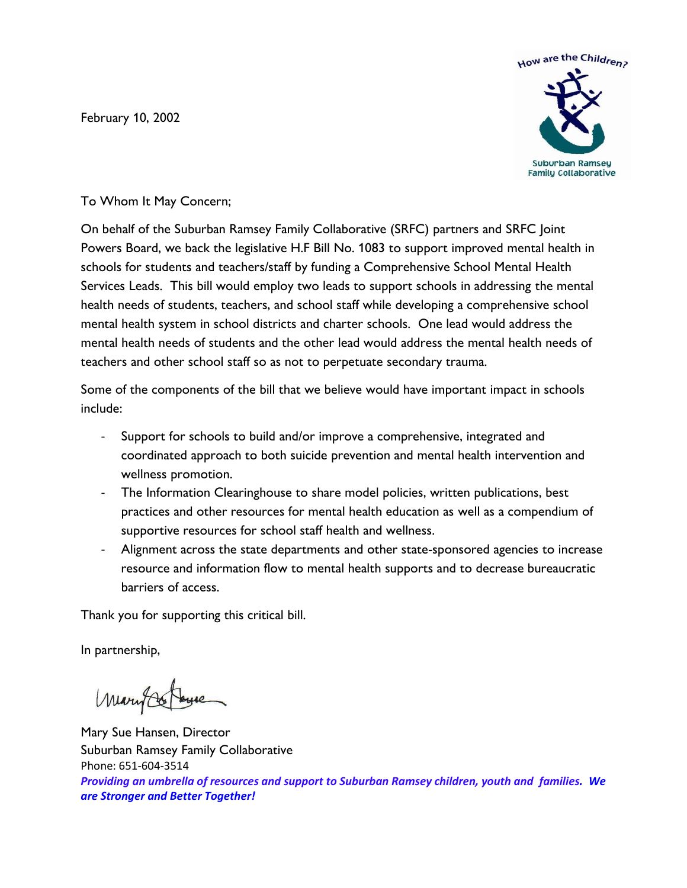February 10, 2002

How are the Children?

Suburban Ramsey Family Collaborative

To Whom It May Concern;

On behalf of the Suburban Ramsey Family Collaborative (SRFC) partners and SRFC Joint Powers Board, we back the legislative H.F Bill No. 1083 to support improved mental health in schools for students and teachers/staff by funding a Comprehensive School Mental Health Services Leads. This bill would employ two leads to support schools in addressing the mental health needs of students, teachers, and school staff while developing a comprehensive school mental health system in school districts and charter schools. One lead would address the mental health needs of students and the other lead would address the mental health needs of teachers and other school staff so as not to perpetuate secondary trauma.

Some of the components of the bill that we believe would have important impact in schools include:

- Support for schools to build and/or improve a comprehensive, integrated and coordinated approach to both suicide prevention and mental health intervention and wellness promotion.
- The Information Clearinghouse to share model policies, written publications, best practices and other resources for mental health education as well as a compendium of supportive resources for school staff health and wellness.
- Alignment across the state departments and other state-sponsored agencies to increase resource and information flow to mental health supports and to decrease bureaucratic barriers of access.

Thank you for supporting this critical bill.

In partnership,

Mary Sue Hansen, Director
Suburban Ramsey Family Collaborative
Phone: 651-604-3514

***Providing an umbrella of resources and support to Suburban Ramsey children, youth and families. We are Stronger and Better Together!***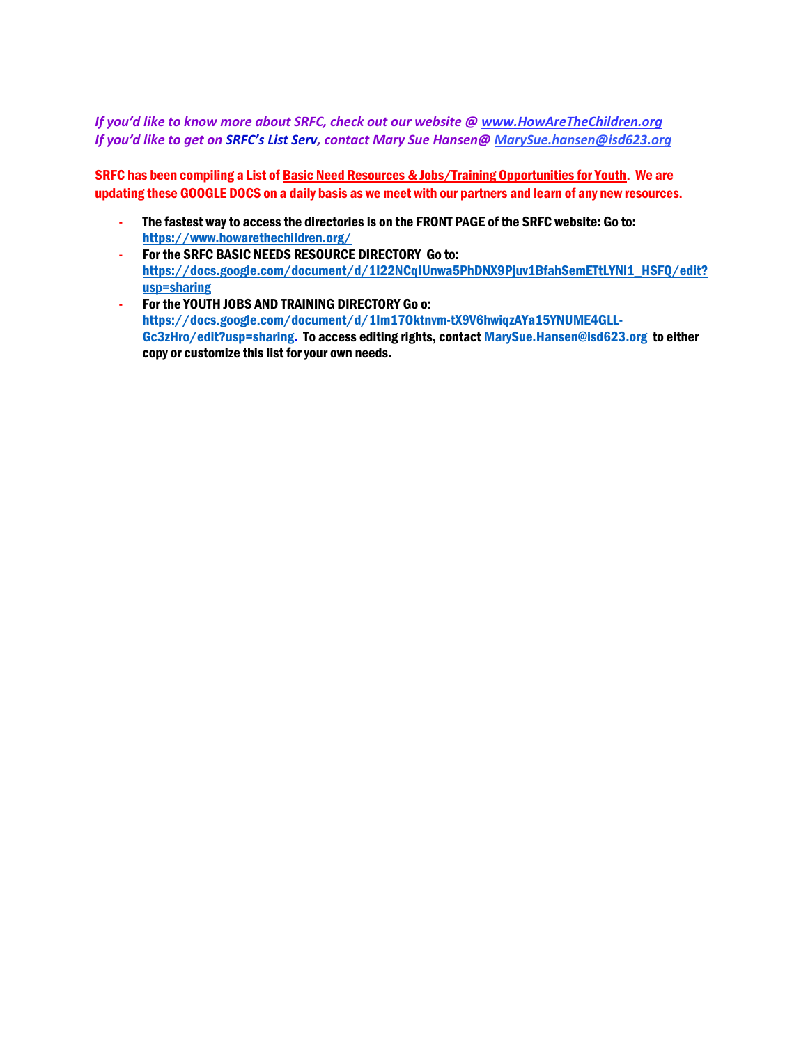*If you'd like to know more about SRFC, check out our website @ www.HowAreTheChildren.org*
*If you'd like to get on SRFC's List Serv, contact Mary Sue Hansen@ MarySue.hansen@isd623.org*

**SRFC has been compiling a List of Basic Need Resources & Jobs/Training Opportunities for Youth. We are updating these GOOGLE DOCS on a daily basis as we meet with our partners and learn of any new resources.**

- **The fastest way to access the directories is on the FRONT PAGE of the SRFC website: Go to: https://www.howarethechildren.org/**
- **For the SRFC BASIC NEEDS RESOURCE DIRECTORY Go to: https://docs.google.com/document/d/1I22NCqIUnwa5PhDNX9Pjuv1BfahSemETtLYNI1_HSFQ/edit?usp=sharing**
- **For the YOUTH JOBS AND TRAINING DIRECTORY Go o: https://docs.google.com/document/d/1Im17Oktnvm-tX9V6hwiqzAYa15YNUME4GLL-Gc3zHro/edit?usp=sharing. To access editing rights, contact MarySue.Hansen@isd623.org to either copy or customize this list for your own needs.**